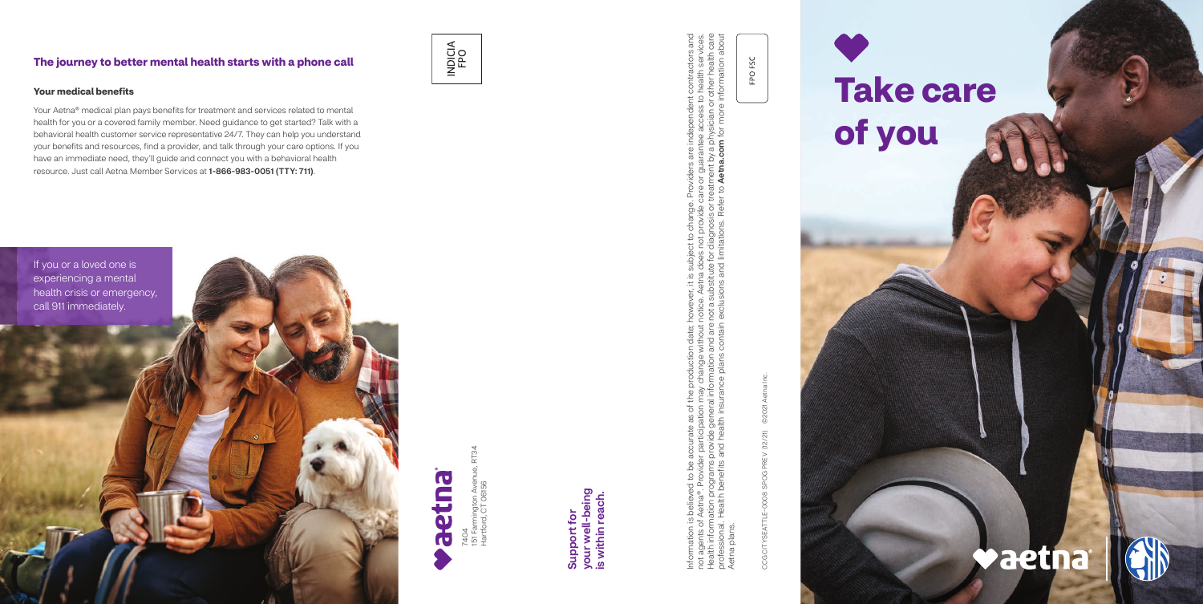## The journey to better mental health starts with a phone call

### Your medical benefits

Your Aetna® medical plan pays benefits for treatment and services related to mental health for you or a covered family member. Need guidance to get started? Talk with a behavioral health customer service representative 24/7. They can help you understand your benefits and resources, find a provider, and talk through your care options. If you have an immediate need, they'll guide and connect you with a behavioral health resource. Just call Aetna Member Services at **1-866-983-0051 (TTY: 711)**.

If you or a loved one is experiencing a mental health crisis or emergency, call 911 immediately.

INDICIA FPO

aetna®

7404
151 Farmington Avenue, RT34
Hartford, CT 06156

**Support for your well-being is within reach.**

Information is believed to be accurate as of the production date; however, it is subject to change. Providers are independent contractors and not agents of Aetna®. Provider participation may change without notice. Aetna does not provide care or guarantee access to health services. Health information programs provide general information and are not a substitute for diagnosis or treatment by a physician or other health care professional. Health benefits and health insurance plans contain exclusions and limitations. Refer to **Aetna.com** for more information about Aetna plans.

FPO FSC

CCGCITYSEATTLE-0008 SPOG PREV (12/21) ©2021 Aetna Inc.

# Take care of you

aetna®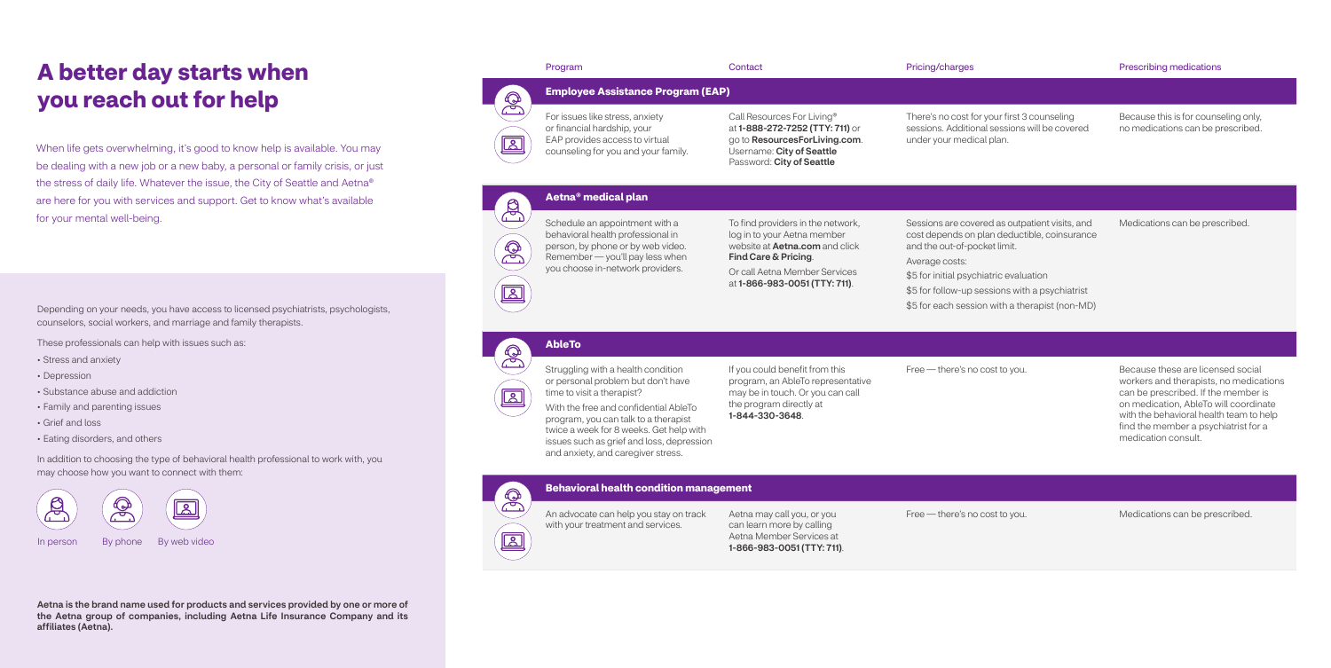# A better day starts when you reach out for help

When life gets overwhelming, it's good to know help is available. You may be dealing with a new job or a new baby, a personal or family crisis, or just the stress of daily life. Whatever the issue, the City of Seattle and Aetna® are here for you with services and support. Get to know what's available for your mental well-being.

Depending on your needs, you have access to licensed psychiatrists, psychologists, counselors, social workers, and marriage and family therapists.

These professionals can help with issues such as:

- Stress and anxiety
- Depression
- Substance abuse and addiction
- Family and parenting issues
- Grief and loss
- Eating disorders, and others

In addition to choosing the type of behavioral health professional to work with, you may choose how you want to connect with them:

In person | By phone | By web video

**Aetna is the brand name used for products and services provided by one or more of the Aetna group of companies, including Aetna Life Insurance Company and its affiliates (Aetna).**

| Program | Contact | Pricing/charges | Prescribing medications |
|---|---|---|---|
| **Employee Assistance Program (EAP)** | | | |
| For issues like stress, anxiety or financial hardship, your EAP provides access to virtual counseling for you and your family. | Call Resources For Living® at **1-888-272-7252 (TTY: 711)** or go to **ResourcesForLiving.com**. Username: **City of Seattle** Password: **City of Seattle** | There's no cost for your first 3 counseling sessions. Additional sessions will be covered under your medical plan. | Because this is for counseling only, no medications can be prescribed. |
| **Aetna® medical plan** | | | |
| Schedule an appointment with a behavioral health professional in person, by phone or by web video. Remember — you'll pay less when you choose in-network providers. | To find providers in the network, log in to your Aetna member website at **Aetna.com** and click **Find Care & Pricing**. Or call Aetna Member Services at **1-866-983-0051 (TTY: 711)**. | Sessions are covered as outpatient visits, and cost depends on plan deductible, coinsurance and the out-of-pocket limit. Average costs: $5 for initial psychiatric evaluation; $5 for follow-up sessions with a psychiatrist; $5 for each session with a therapist (non-MD) | Medications can be prescribed. |
| **AbleTo** | | | |
| Struggling with a health condition or personal problem but don't have time to visit a therapist? With the free and confidential AbleTo program, you can talk to a therapist twice a week for 8 weeks. Get help with issues such as grief and loss, depression and anxiety, and caregiver stress. | If you could benefit from this program, an AbleTo representative may be in touch. Or you can call the program directly at **1-844-330-3648**. | Free — there's no cost to you. | Because these are licensed social workers and therapists, no medications can be prescribed. If the member is on medication, AbleTo will coordinate with the behavioral health team to help find the member a psychiatrist for a medication consult. |
| **Behavioral health condition management** | | | |
| An advocate can help you stay on track with your treatment and services. | Aetna may call you, or you can learn more by calling Aetna Member Services at **1-866-983-0051 (TTY: 711)**. | Free — there's no cost to you. | Medications can be prescribed. |